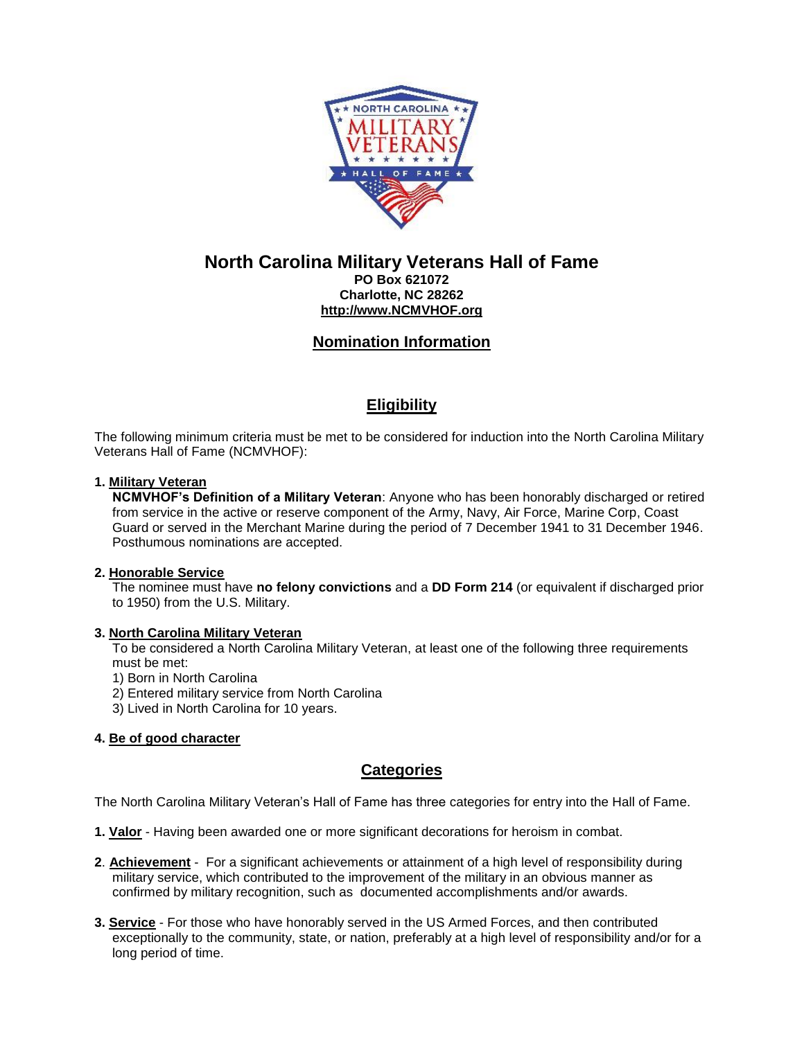# North Carolina Military Veterans Hall of Fame

**PO Box 621072**
**Charlotte, NC 28262**
**http://www.NCMVHOF.org**

## Nomination Information

## Eligibility

The following minimum criteria must be met to be considered for induction into the North Carolina Military Veterans Hall of Fame (NCMVHOF):

**1. Military Veteran**

**NCMVHOF's Definition of a Military Veteran**: Anyone who has been honorably discharged or retired from service in the active or reserve component of the Army, Navy, Air Force, Marine Corp, Coast Guard or served in the Merchant Marine during the period of 7 December 1941 to 31 December 1946. Posthumous nominations are accepted.

**2. Honorable Service**

The nominee must have **no felony convictions** and a **DD Form 214** (or equivalent if discharged prior to 1950) from the U.S. Military.

**3. North Carolina Military Veteran**

To be considered a North Carolina Military Veteran, at least one of the following three requirements must be met:

1) Born in North Carolina
2) Entered military service from North Carolina
3) Lived in North Carolina for 10 years.

**4. Be of good character**

## Categories

The North Carolina Military Veteran's Hall of Fame has three categories for entry into the Hall of Fame.

**1. Valor** - Having been awarded one or more significant decorations for heroism in combat.

**2. Achievement** - For a significant achievements or attainment of a high level of responsibility during military service, which contributed to the improvement of the military in an obvious manner as confirmed by military recognition, such as documented accomplishments and/or awards.

**3. Service** - For those who have honorably served in the US Armed Forces, and then contributed exceptionally to the community, state, or nation, preferably at a high level of responsibility and/or for a long period of time.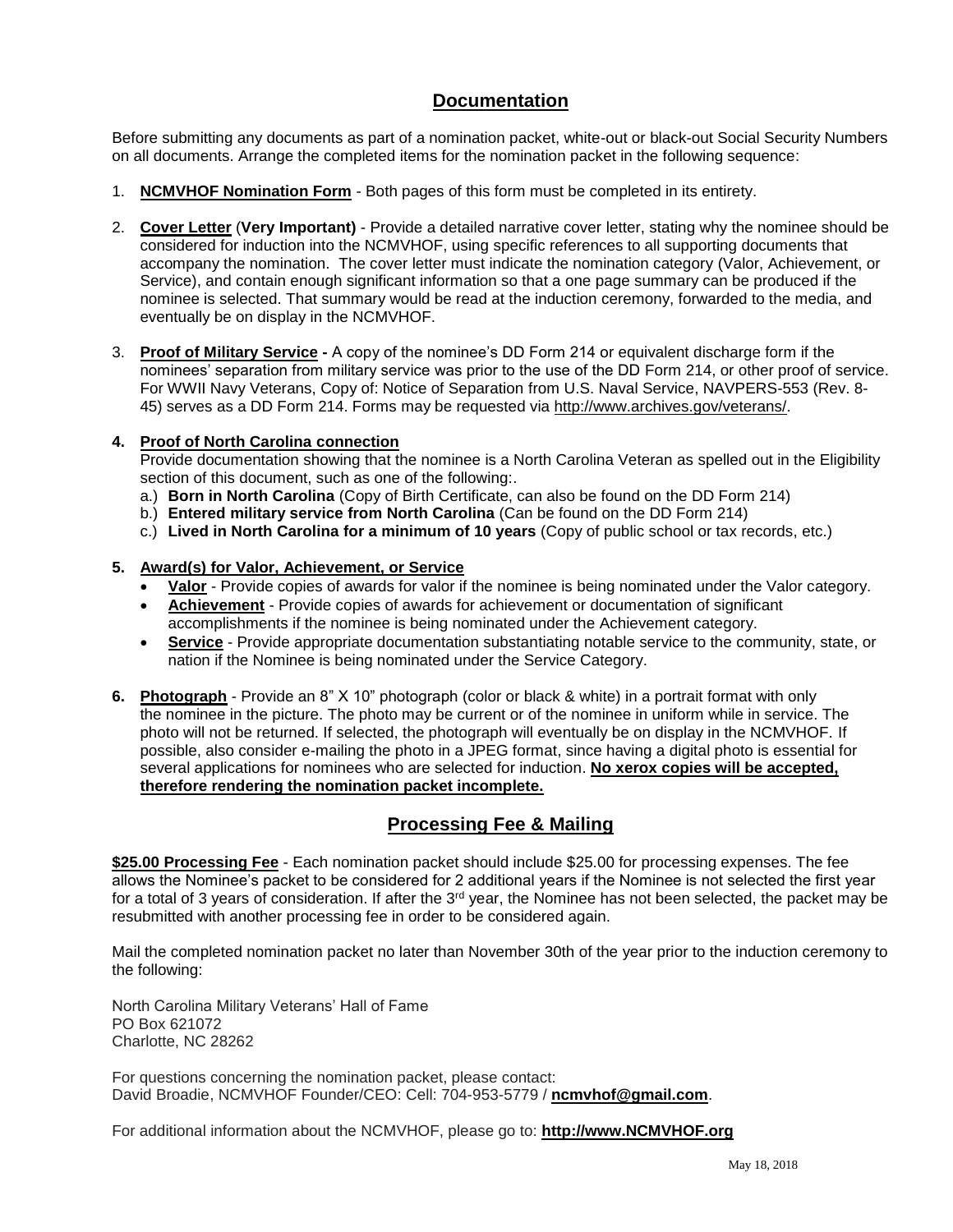## Documentation

Before submitting any documents as part of a nomination packet, white-out or black-out Social Security Numbers on all documents. Arrange the completed items for the nomination packet in the following sequence:

1. **NCMVHOF Nomination Form** - Both pages of this form must be completed in its entirety.

2. **Cover Letter** (**Very Important)** - Provide a detailed narrative cover letter, stating why the nominee should be considered for induction into the NCMVHOF, using specific references to all supporting documents that accompany the nomination. The cover letter must indicate the nomination category (Valor, Achievement, or Service), and contain enough significant information so that a one page summary can be produced if the nominee is selected. That summary would be read at the induction ceremony, forwarded to the media, and eventually be on display in the NCMVHOF.

3. **Proof of Military Service -** A copy of the nominee's DD Form 214 or equivalent discharge form if the nominees' separation from military service was prior to the use of the DD Form 214, or other proof of service. For WWII Navy Veterans, Copy of: Notice of Separation from U.S. Naval Service, NAVPERS-553 (Rev. 8-45) serves as a DD Form 214. Forms may be requested via http://www.archives.gov/veterans/.

4. **Proof of North Carolina connection**
   Provide documentation showing that the nominee is a North Carolina Veteran as spelled out in the Eligibility section of this document, such as one of the following:.
   a.) **Born in North Carolina** (Copy of Birth Certificate, can also be found on the DD Form 214)
   b.) **Entered military service from North Carolina** (Can be found on the DD Form 214)
   c.) **Lived in North Carolina for a minimum of 10 years** (Copy of public school or tax records, etc.)

5. **Award(s) for Valor, Achievement, or Service**
   - **Valor** - Provide copies of awards for valor if the nominee is being nominated under the Valor category.
   - **Achievement** - Provide copies of awards for achievement or documentation of significant accomplishments if the nominee is being nominated under the Achievement category.
   - **Service** - Provide appropriate documentation substantiating notable service to the community, state, or nation if the Nominee is being nominated under the Service Category.

6. **Photograph** - Provide an 8" X 10" photograph (color or black & white) in a portrait format with only the nominee in the picture. The photo may be current or of the nominee in uniform while in service. The photo will not be returned. If selected, the photograph will eventually be on display in the NCMVHOF. If possible, also consider e-mailing the photo in a JPEG format, since having a digital photo is essential for several applications for nominees who are selected for induction. **No xerox copies will be accepted, therefore rendering the nomination packet incomplete.**

## Processing Fee & Mailing

**$25.00 Processing Fee** - Each nomination packet should include $25.00 for processing expenses. The fee allows the Nominee's packet to be considered for 2 additional years if the Nominee is not selected the first year for a total of 3 years of consideration. If after the 3rd year, the Nominee has not been selected, the packet may be resubmitted with another processing fee in order to be considered again.

Mail the completed nomination packet no later than November 30th of the year prior to the induction ceremony to the following:

North Carolina Military Veterans' Hall of Fame
PO Box 621072
Charlotte, NC 28262

For questions concerning the nomination packet, please contact:
David Broadie, NCMVHOF Founder/CEO: Cell: 704-953-5779 / **ncmvhof@gmail.com**.

For additional information about the NCMVHOF, please go to: **http://www.NCMVHOF.org**

May 18, 2018